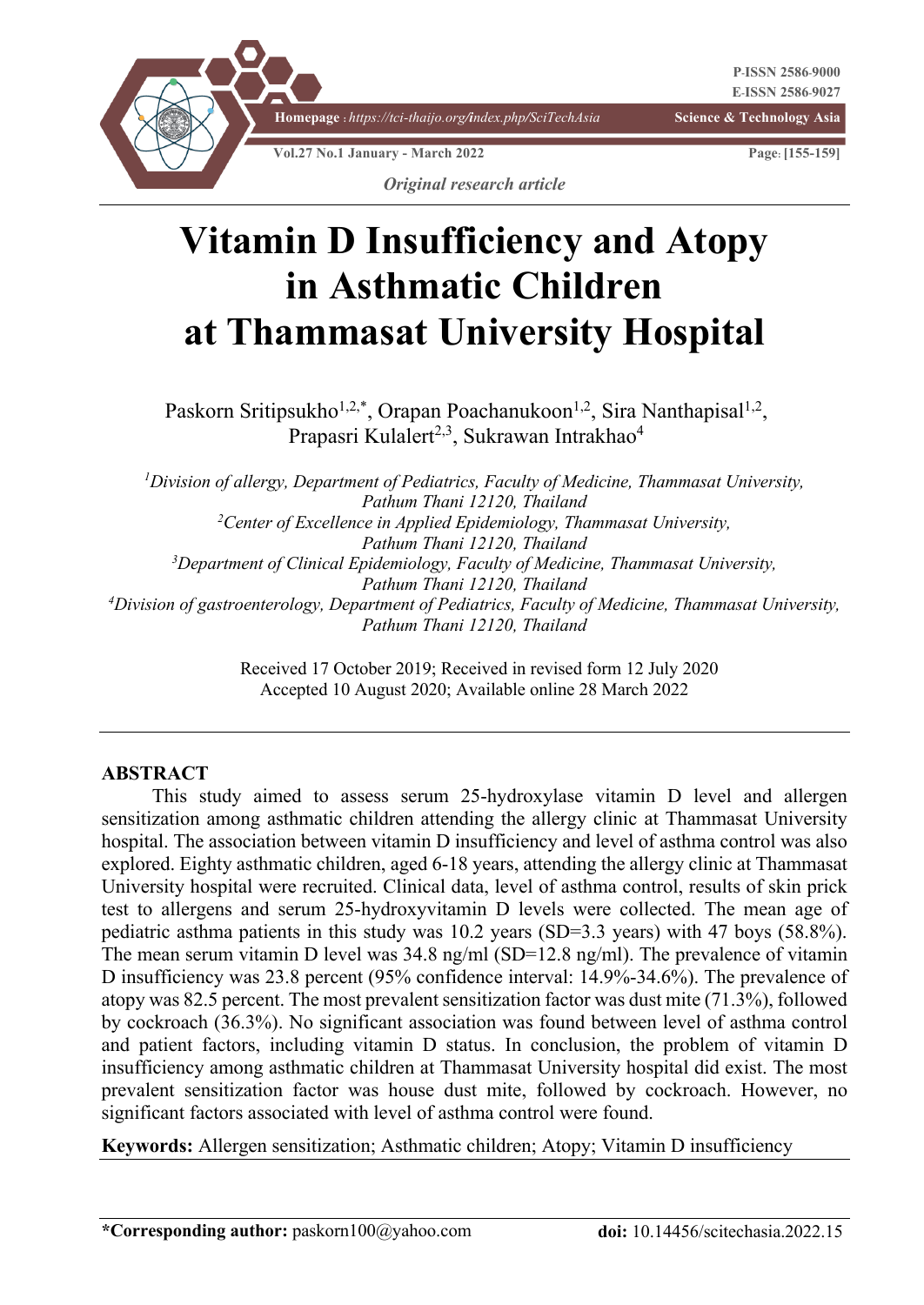*Original research article*

# Vitamin D Insufficiency and Atopy in Asthmatic Children at Thammasat University Hospital

Paskorn Sritipsukho[1,2,*], Orapan Poachanukoon[1,2], Sira Nanthapisal[1,2], Prapasri Kulalert[2,3], Sukrawan Intrakhao[4]

[1]*Division of allergy, Department of Pediatrics, Faculty of Medicine, Thammasat University, Pathum Thani 12120, Thailand*
[2]*Center of Excellence in Applied Epidemiology, Thammasat University, Pathum Thani 12120, Thailand*
[3]*Department of Clinical Epidemiology, Faculty of Medicine, Thammasat University, Pathum Thani 12120, Thailand*
[4]*Division of gastroenterology, Department of Pediatrics, Faculty of Medicine, Thammasat University, Pathum Thani 12120, Thailand*

Received 17 October 2019; Received in revised form 12 July 2020
Accepted 10 August 2020; Available online 28 March 2022

## ABSTRACT

This study aimed to assess serum 25-hydroxylase vitamin D level and allergen sensitization among asthmatic children attending the allergy clinic at Thammasat University hospital. The association between vitamin D insufficiency and level of asthma control was also explored. Eighty asthmatic children, aged 6-18 years, attending the allergy clinic at Thammasat University hospital were recruited. Clinical data, level of asthma control, results of skin prick test to allergens and serum 25-hydroxyvitamin D levels were collected. The mean age of pediatric asthma patients in this study was 10.2 years (SD=3.3 years) with 47 boys (58.8%). The mean serum vitamin D level was 34.8 ng/ml (SD=12.8 ng/ml). The prevalence of vitamin D insufficiency was 23.8 percent (95% confidence interval: 14.9%-34.6%). The prevalence of atopy was 82.5 percent. The most prevalent sensitization factor was dust mite (71.3%), followed by cockroach (36.3%). No significant association was found between level of asthma control and patient factors, including vitamin D status. In conclusion, the problem of vitamin D insufficiency among asthmatic children at Thammasat University hospital did exist. The most prevalent sensitization factor was house dust mite, followed by cockroach. However, no significant factors associated with level of asthma control were found.

**Keywords:** Allergen sensitization; Asthmatic children; Atopy; Vitamin D insufficiency

**\*Corresponding author:** paskorn100@yahoo.com    **doi:** 10.14456/scitechasia.2022.15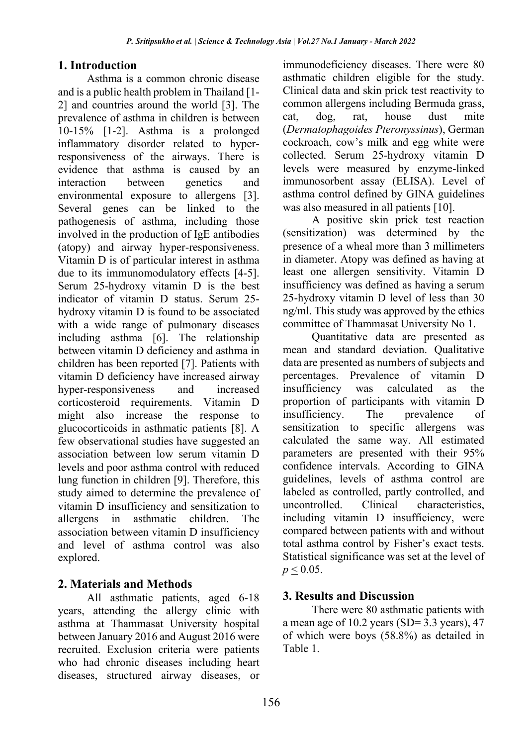## 1. Introduction

Asthma is a common chronic disease and is a public health problem in Thailand [1-2] and countries around the world [3]. The prevalence of asthma in children is between 10-15% [1-2]. Asthma is a prolonged inflammatory disorder related to hyper-responsiveness of the airways. There is evidence that asthma is caused by an interaction between genetics and environmental exposure to allergens [3]. Several genes can be linked to the pathogenesis of asthma, including those involved in the production of IgE antibodies (atopy) and airway hyper-responsiveness. Vitamin D is of particular interest in asthma due to its immunomodulatory effects [4-5]. Serum 25-hydroxy vitamin D is the best indicator of vitamin D status. Serum 25-hydroxy vitamin D is found to be associated with a wide range of pulmonary diseases including asthma [6]. The relationship between vitamin D deficiency and asthma in children has been reported [7]. Patients with vitamin D deficiency have increased airway hyper-responsiveness and increased corticosteroid requirements. Vitamin D might also increase the response to glucocorticoids in asthmatic patients [8]. A few observational studies have suggested an association between low serum vitamin D levels and poor asthma control with reduced lung function in children [9]. Therefore, this study aimed to determine the prevalence of vitamin D insufficiency and sensitization to allergens in asthmatic children. The association between vitamin D insufficiency and level of asthma control was also explored.

## 2. Materials and Methods

All asthmatic patients, aged 6-18 years, attending the allergy clinic with asthma at Thammasat University hospital between January 2016 and August 2016 were recruited. Exclusion criteria were patients who had chronic diseases including heart diseases, structured airway diseases, or immunodeficiency diseases. There were 80 asthmatic children eligible for the study. Clinical data and skin prick test reactivity to common allergens including Bermuda grass, cat, dog, rat, house dust mite (*Dermatophagoides Pteronyssinus*), German cockroach, cow's milk and egg white were collected. Serum 25-hydroxy vitamin D levels were measured by enzyme-linked immunosorbent assay (ELISA). Level of asthma control defined by GINA guidelines was also measured in all patients [10].

A positive skin prick test reaction (sensitization) was determined by the presence of a wheal more than 3 millimeters in diameter. Atopy was defined as having at least one allergen sensitivity. Vitamin D insufficiency was defined as having a serum 25-hydroxy vitamin D level of less than 30 ng/ml. This study was approved by the ethics committee of Thammasat University No 1.

Quantitative data are presented as mean and standard deviation. Qualitative data are presented as numbers of subjects and percentages. Prevalence of vitamin D insufficiency was calculated as the proportion of participants with vitamin D insufficiency. The prevalence of sensitization to specific allergens was calculated the same way. All estimated parameters are presented with their 95% confidence intervals. According to GINA guidelines, levels of asthma control are labeled as controlled, partly controlled, and uncontrolled. Clinical characteristics, including vitamin D insufficiency, were compared between patients with and without total asthma control by Fisher's exact tests. Statistical significance was set at the level of $p \leq 0.05$.

## 3. Results and Discussion

There were 80 asthmatic patients with a mean age of 10.2 years (SD= 3.3 years), 47 of which were boys (58.8%) as detailed in Table 1.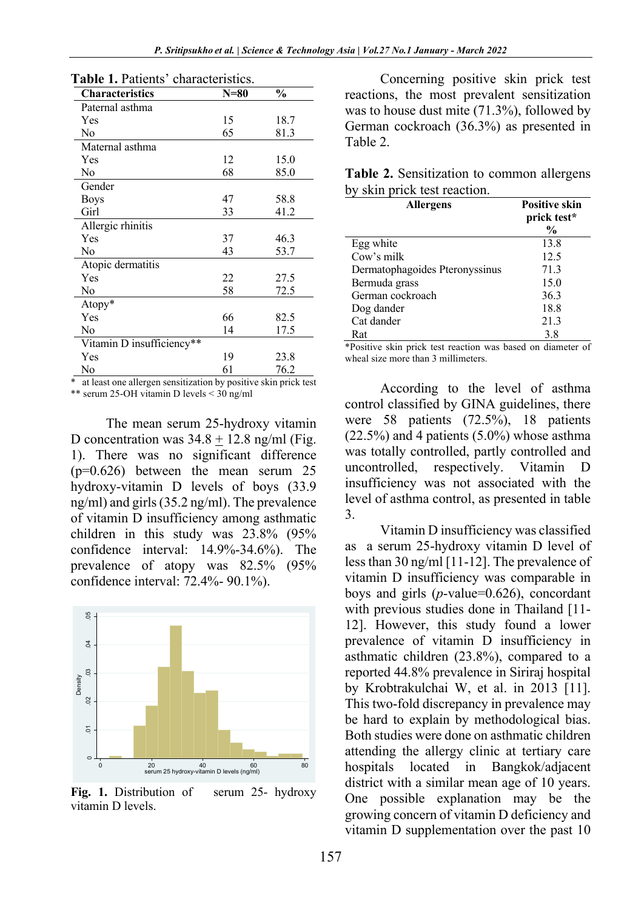**Table 1.** Patients' characteristics.

| Characteristics | N=80 | % |
|---|---|---|
| Paternal asthma | | |
| Yes | 15 | 18.7 |
| No | 65 | 81.3 |
| Maternal asthma | | |
| Yes | 12 | 15.0 |
| No | 68 | 85.0 |
| Gender | | |
| Boys | 47 | 58.8 |
| Girl | 33 | 41.2 |
| Allergic rhinitis | | |
| Yes | 37 | 46.3 |
| No | 43 | 53.7 |
| Atopic dermatitis | | |
| Yes | 22 | 27.5 |
| No | 58 | 72.5 |
| Atopy* | | |
| Yes | 66 | 82.5 |
| No | 14 | 17.5 |
| Vitamin D insufficiency** | | |
| Yes | 19 | 23.8 |
| No | 61 | 76.2 |

\* at least one allergen sensitization by positive skin prick test
** serum 25-OH vitamin D levels < 30 ng/ml

The mean serum 25-hydroxy vitamin D concentration was 34.8 ± 12.8 ng/ml (Fig. 1). There was no significant difference (p=0.626) between the mean serum 25 hydroxy-vitamin D levels of boys (33.9 ng/ml) and girls (35.2 ng/ml). The prevalence of vitamin D insufficiency among asthmatic children in this study was 23.8% (95% confidence interval: 14.9%-34.6%). The prevalence of atopy was 82.5% (95% confidence interval: 72.4%- 90.1%).

**Fig. 1.** Distribution of serum 25- hydroxy vitamin D levels.

Concerning positive skin prick test reactions, the most prevalent sensitization was to house dust mite (71.3%), followed by German cockroach (36.3%) as presented in Table 2.

**Table 2.** Sensitization to common allergens by skin prick test reaction.

| Allergens | Positive skin prick test* % |
|---|---|
| Egg white | 13.8 |
| Cow's milk | 12.5 |
| Dermatophagoides Pteronyssinus | 71.3 |
| Bermuda grass | 15.0 |
| German cockroach | 36.3 |
| Dog dander | 18.8 |
| Cat dander | 21.3 |
| Rat | 3.8 |

*Positive skin prick test reaction was based on diameter of wheal size more than 3 millimeters.

According to the level of asthma control classified by GINA guidelines, there were 58 patients (72.5%), 18 patients (22.5%) and 4 patients (5.0%) whose asthma was totally controlled, partly controlled and uncontrolled, respectively. Vitamin D insufficiency was not associated with the level of asthma control, as presented in table 3.

Vitamin D insufficiency was classified as a serum 25-hydroxy vitamin D level of less than 30 ng/ml [11-12]. The prevalence of vitamin D insufficiency was comparable in boys and girls (*p*-value=0.626), concordant with previous studies done in Thailand [11-12]. However, this study found a lower prevalence of vitamin D insufficiency in asthmatic children (23.8%), compared to a reported 44.8% prevalence in Siriraj hospital by Krobtrakulchai W, et al. in 2013 [11]. This two-fold discrepancy in prevalence may be hard to explain by methodological bias. Both studies were done on asthmatic children attending the allergy clinic at tertiary care hospitals located in Bangkok/adjacent district with a similar mean age of 10 years. One possible explanation may be the growing concern of vitamin D deficiency and vitamin D supplementation over the past 10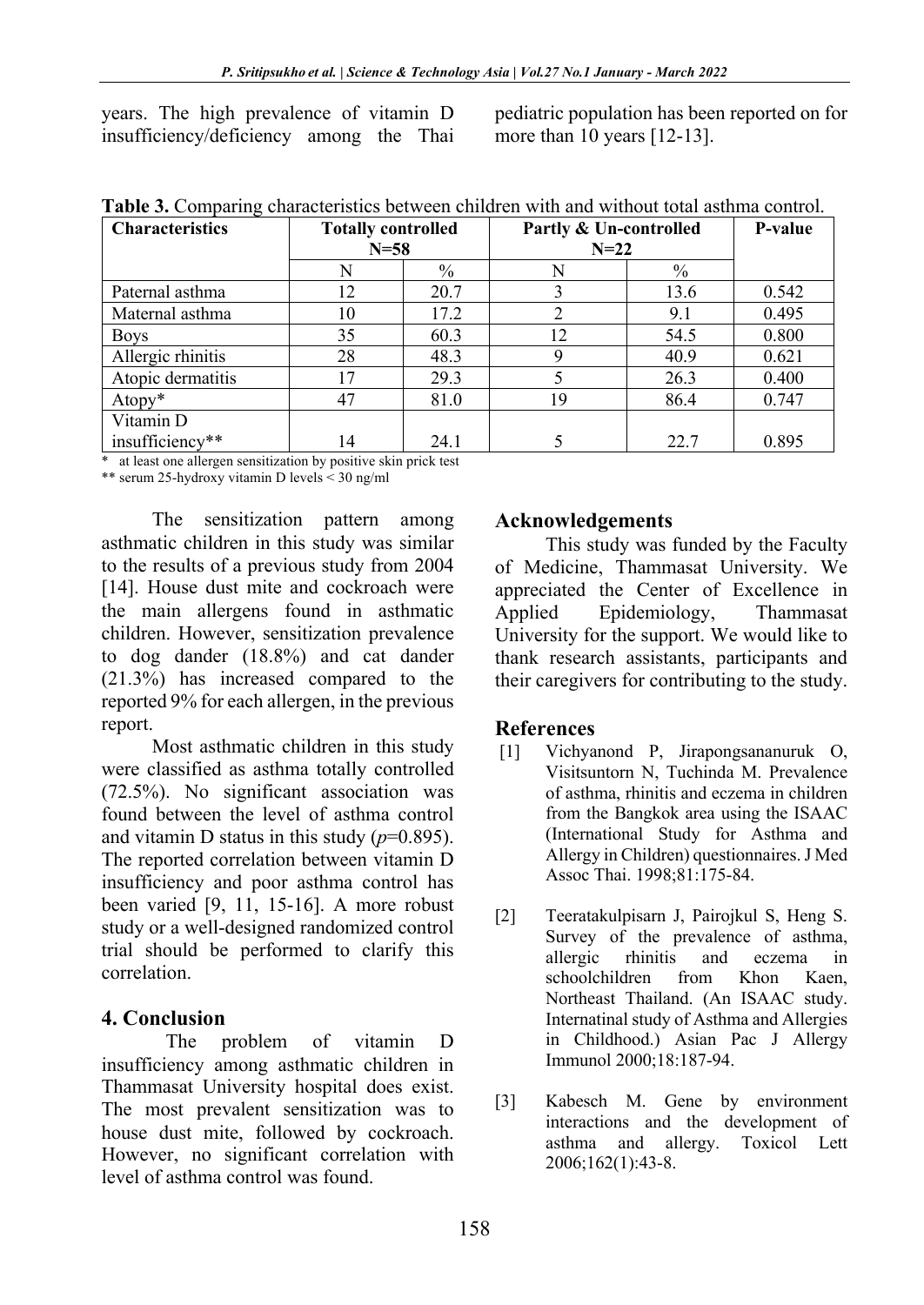years. The high prevalence of vitamin D insufficiency/deficiency among the Thai pediatric population has been reported on for more than 10 years [12-13].

**Table 3.** Comparing characteristics between children with and without total asthma control.

| Characteristics | Totally controlled N=58 | | Partly & Un-controlled N=22 | | P-value |
|---|---|---|---|---|---|
| | N | % | N | % | |
| Paternal asthma | 12 | 20.7 | 3 | 13.6 | 0.542 |
| Maternal asthma | 10 | 17.2 | 2 | 9.1 | 0.495 |
| Boys | 35 | 60.3 | 12 | 54.5 | 0.800 |
| Allergic rhinitis | 28 | 48.3 | 9 | 40.9 | 0.621 |
| Atopic dermatitis | 17 | 29.3 | 5 | 26.3 | 0.400 |
| Atopy* | 47 | 81.0 | 19 | 86.4 | 0.747 |
| Vitamin D insufficiency** | 14 | 24.1 | 5 | 22.7 | 0.895 |

\* at least one allergen sensitization by positive skin prick test

** serum 25-hydroxy vitamin D levels < 30 ng/ml

The sensitization pattern among asthmatic children in this study was similar to the results of a previous study from 2004 [14]. House dust mite and cockroach were the main allergens found in asthmatic children. However, sensitization prevalence to dog dander (18.8%) and cat dander (21.3%) has increased compared to the reported 9% for each allergen, in the previous report.

Most asthmatic children in this study were classified as asthma totally controlled (72.5%). No significant association was found between the level of asthma control and vitamin D status in this study ($p$=0.895). The reported correlation between vitamin D insufficiency and poor asthma control has been varied [9, 11, 15-16]. A more robust study or a well-designed randomized control trial should be performed to clarify this correlation.

## 4. Conclusion

The problem of vitamin D insufficiency among asthmatic children in Thammasat University hospital does exist. The most prevalent sensitization was to house dust mite, followed by cockroach. However, no significant correlation with level of asthma control was found.

## Acknowledgements

This study was funded by the Faculty of Medicine, Thammasat University. We appreciated the Center of Excellence in Applied Epidemiology, Thammasat University for the support. We would like to thank research assistants, participants and their caregivers for contributing to the study.

## References

[1] Vichyanond P, Jirapongsananuruk O, Visitsuntorn N, Tuchinda M. Prevalence of asthma, rhinitis and eczema in children from the Bangkok area using the ISAAC (International Study for Asthma and Allergy in Children) questionnaires. J Med Assoc Thai. 1998;81:175-84.

[2] Teeratakulpisarn J, Pairojkul S, Heng S. Survey of the prevalence of asthma, allergic rhinitis and eczema in schoolchildren from Khon Kaen, Northeast Thailand. (An ISAAC study. Internatinal study of Asthma and Allergies in Childhood.) Asian Pac J Allergy Immunol 2000;18:187-94.

[3] Kabesch M. Gene by environment interactions and the development of asthma and allergy. Toxicol Lett 2006;162(1):43-8.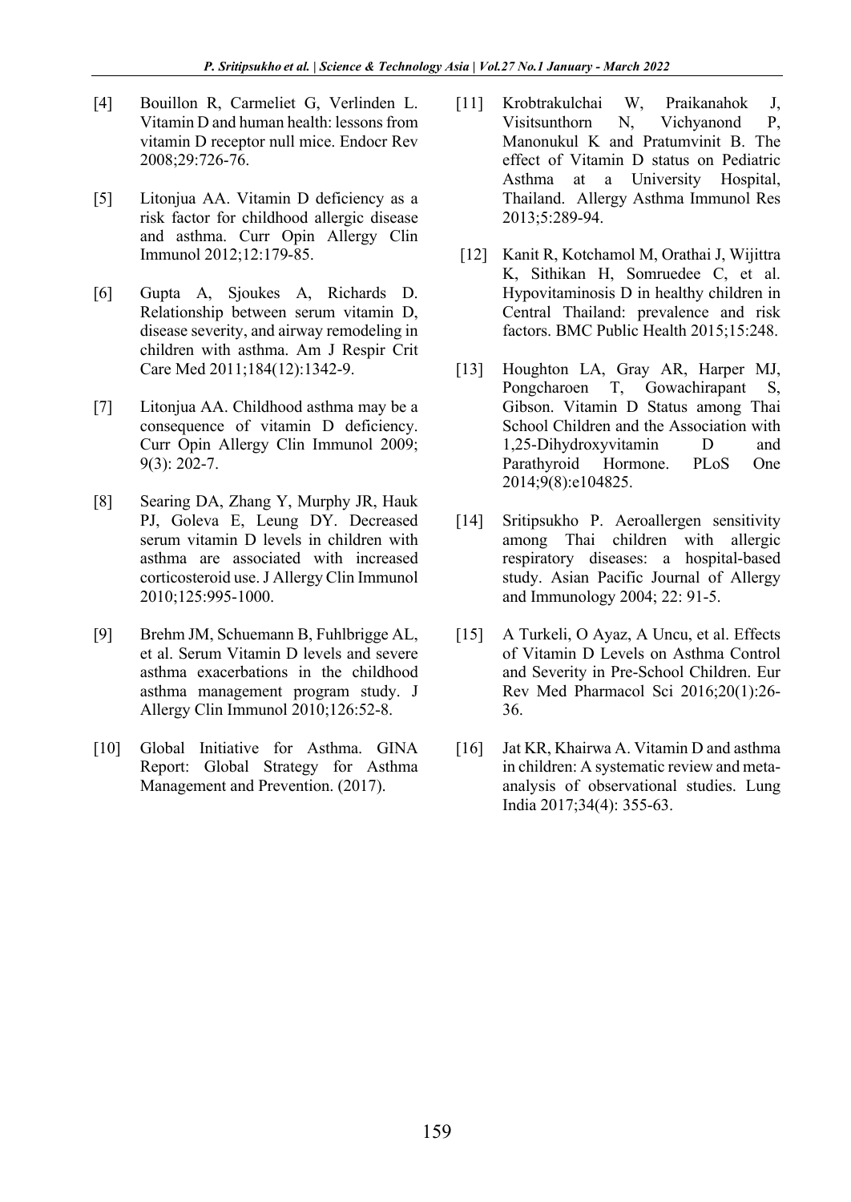[4] Bouillon R, Carmeliet G, Verlinden L. Vitamin D and human health: lessons from vitamin D receptor null mice. Endocr Rev 2008;29:726-76.

[5] Litonjua AA. Vitamin D deficiency as a risk factor for childhood allergic disease and asthma. Curr Opin Allergy Clin Immunol 2012;12:179-85.

[6] Gupta A, Sjoukes A, Richards D. Relationship between serum vitamin D, disease severity, and airway remodeling in children with asthma. Am J Respir Crit Care Med 2011;184(12):1342-9.

[7] Litonjua AA. Childhood asthma may be a consequence of vitamin D deficiency. Curr Opin Allergy Clin Immunol 2009; 9(3): 202-7.

[8] Searing DA, Zhang Y, Murphy JR, Hauk PJ, Goleva E, Leung DY. Decreased serum vitamin D levels in children with asthma are associated with increased corticosteroid use. J Allergy Clin Immunol 2010;125:995-1000.

[9] Brehm JM, Schuemann B, Fuhlbrigge AL, et al. Serum Vitamin D levels and severe asthma exacerbations in the childhood asthma management program study. J Allergy Clin Immunol 2010;126:52-8.

[10] Global Initiative for Asthma. GINA Report: Global Strategy for Asthma Management and Prevention. (2017).

[11] Krobtrakulchai W, Praikanahok J, Visitsunthorn N, Vichyanond P, Manonukul K and Pratumvinit B. The effect of Vitamin D status on Pediatric Asthma at a University Hospital, Thailand. Allergy Asthma Immunol Res 2013;5:289-94.

[12] Kanit R, Kotchamol M, Orathai J, Wijittra K, Sithikan H, Somruedee C, et al. Hypovitaminosis D in healthy children in Central Thailand: prevalence and risk factors. BMC Public Health 2015;15:248.

[13] Houghton LA, Gray AR, Harper MJ, Pongcharoen T, Gowachirapant S, Gibson. Vitamin D Status among Thai School Children and the Association with 1,25-Dihydroxyvitamin D and Parathyroid Hormone. PLoS One 2014;9(8):e104825.

[14] Sritipsukho P. Aeroallergen sensitivity among Thai children with allergic respiratory diseases: a hospital-based study. Asian Pacific Journal of Allergy and Immunology 2004; 22: 91-5.

[15] A Turkeli, O Ayaz, A Uncu, et al. Effects of Vitamin D Levels on Asthma Control and Severity in Pre-School Children. Eur Rev Med Pharmacol Sci 2016;20(1):26-36.

[16] Jat KR, Khairwa A. Vitamin D and asthma in children: A systematic review and meta-analysis of observational studies. Lung India 2017;34(4): 355-63.